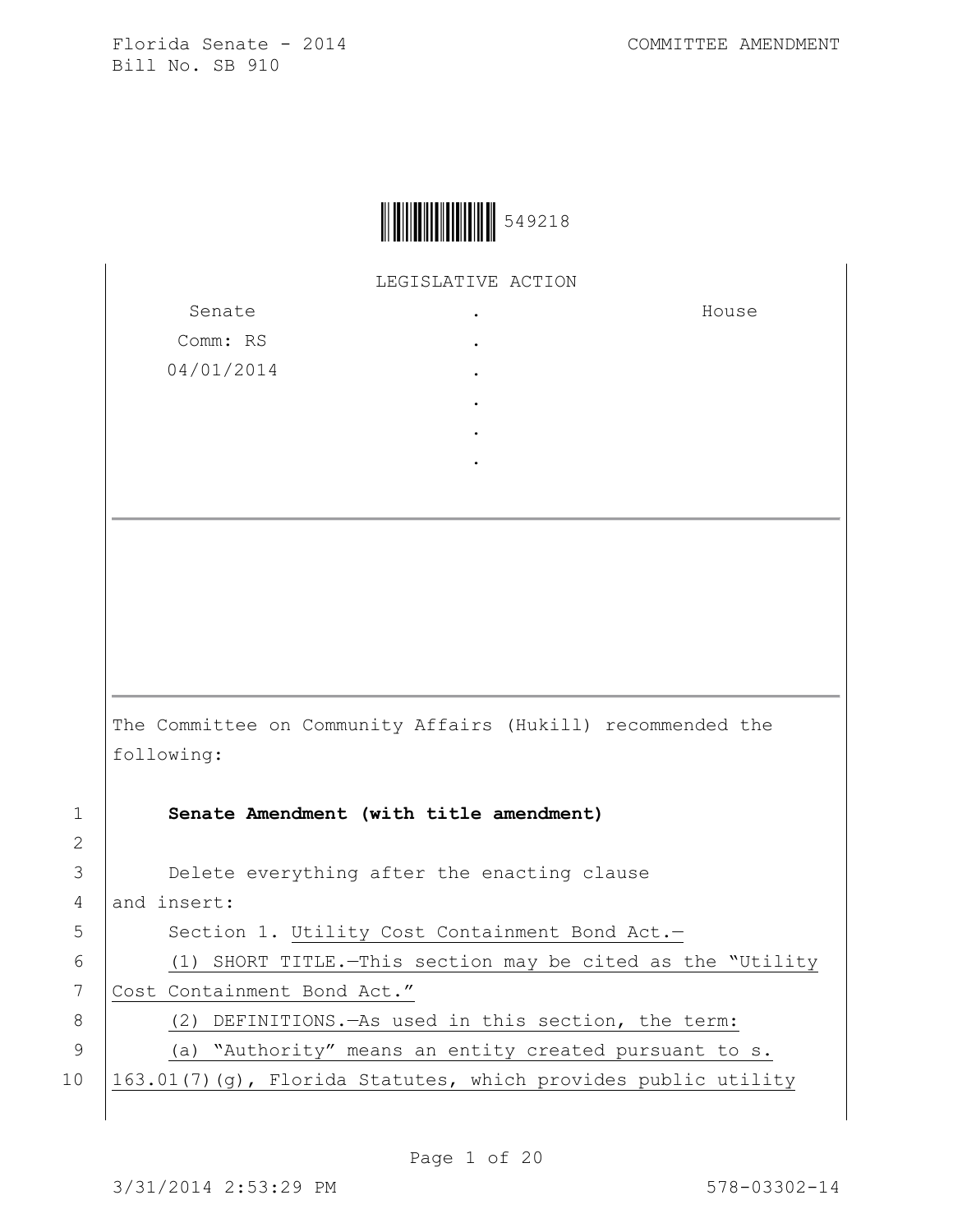Florida Senate - 2014
Bill No. SB 910

COMMITTEE AMENDMENT

549218

LEGISLATIVE ACTION

| Senate | . | House |
|---|---|---|
| Comm: RS | . | |
| 04/01/2014 | . | |
| | . | |
| | . | |
| | . | |

The Committee on Community Affairs (Hukill) recommended the following:

1 **Senate Amendment (with title amendment)**

2

3 Delete everything after the enacting clause
4 and insert:
5 Section 1. Utility Cost Containment Bond Act.—
6 (1) SHORT TITLE.—This section may be cited as the "Utility
7 Cost Containment Bond Act."
8 (2) DEFINITIONS.—As used in this section, the term:
9 (a) "Authority" means an entity created pursuant to s.
10 163.01(7)(g), Florida Statutes, which provides public utility

3/31/2014 2:53:29 PM

578-03302-14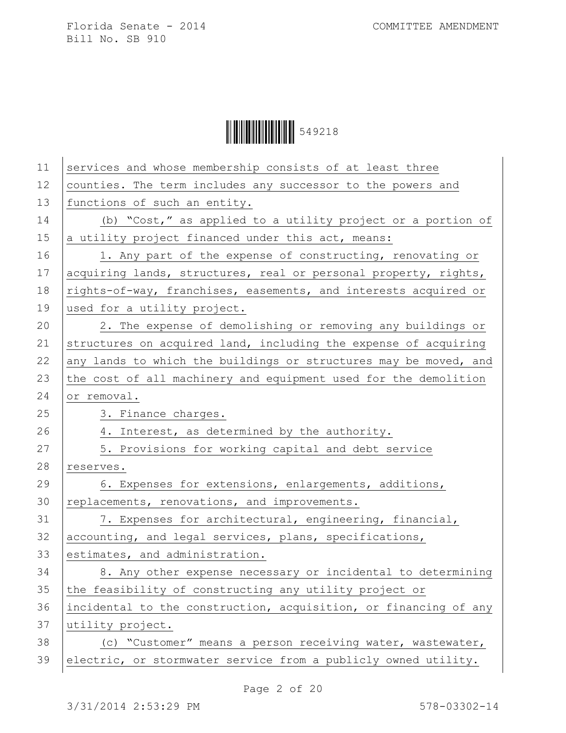services and whose membership consists of at least three counties. The term includes any successor to the powers and functions of such an entity.

(b) "Cost," as applied to a utility project or a portion of a utility project financed under this act, means:

1. Any part of the expense of constructing, renovating or acquiring lands, structures, real or personal property, rights, rights-of-way, franchises, easements, and interests acquired or used for a utility project.

2. The expense of demolishing or removing any buildings or structures on acquired land, including the expense of acquiring any lands to which the buildings or structures may be moved, and the cost of all machinery and equipment used for the demolition or removal.

3. Finance charges.

4. Interest, as determined by the authority.

5. Provisions for working capital and debt service reserves.

6. Expenses for extensions, enlargements, additions, replacements, renovations, and improvements.

7. Expenses for architectural, engineering, financial, accounting, and legal services, plans, specifications, estimates, and administration.

8. Any other expense necessary or incidental to determining the feasibility of constructing any utility project or incidental to the construction, acquisition, or financing of any utility project.

(c) "Customer" means a person receiving water, wastewater, electric, or stormwater service from a publicly owned utility.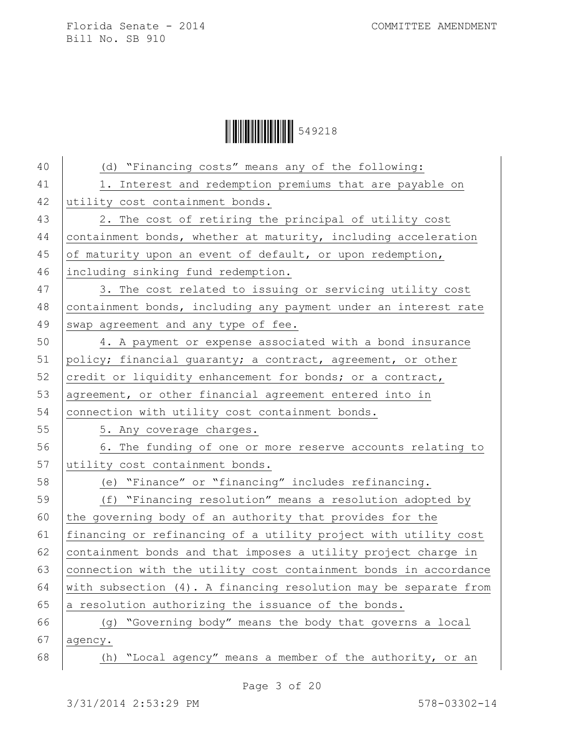(d) "Financing costs" means any of the following:

1. Interest and redemption premiums that are payable on utility cost containment bonds.

2. The cost of retiring the principal of utility cost containment bonds, whether at maturity, including acceleration of maturity upon an event of default, or upon redemption, including sinking fund redemption.

3. The cost related to issuing or servicing utility cost containment bonds, including any payment under an interest rate swap agreement and any type of fee.

4. A payment or expense associated with a bond insurance policy; financial guaranty; a contract, agreement, or other credit or liquidity enhancement for bonds; or a contract, agreement, or other financial agreement entered into in connection with utility cost containment bonds.

5. Any coverage charges.

6. The funding of one or more reserve accounts relating to utility cost containment bonds.

(e) "Finance" or "financing" includes refinancing.

(f) "Financing resolution" means a resolution adopted by the governing body of an authority that provides for the financing or refinancing of a utility project with utility cost containment bonds and that imposes a utility project charge in connection with the utility cost containment bonds in accordance with subsection (4). A financing resolution may be separate from a resolution authorizing the issuance of the bonds.

(g) "Governing body" means the body that governs a local agency.

(h) "Local agency" means a member of the authority, or an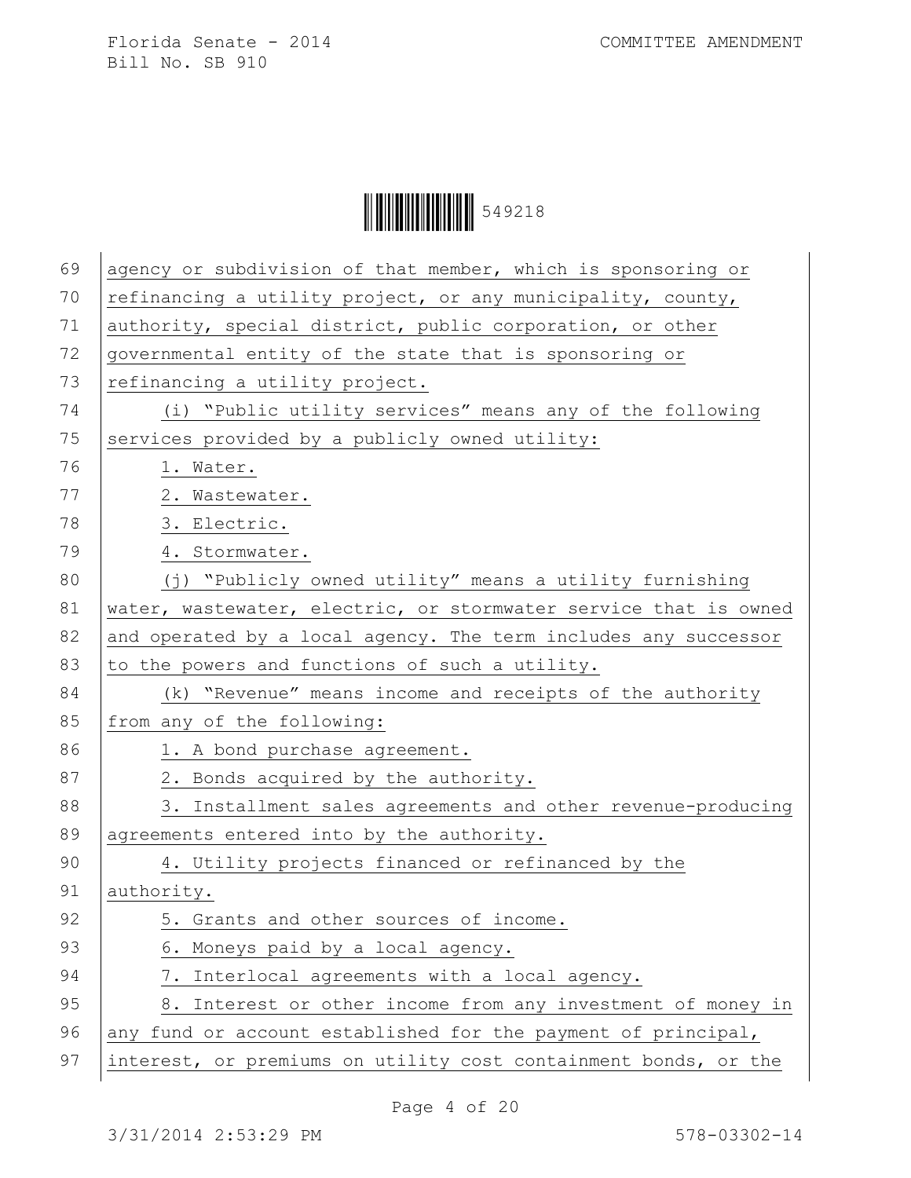agency or subdivision of that member, which is sponsoring or refinancing a utility project, or any municipality, county, authority, special district, public corporation, or other governmental entity of the state that is sponsoring or refinancing a utility project.

(i) “Public utility services” means any of the following services provided by a publicly owned utility:

1. Water.
2. Wastewater.
3. Electric.
4. Stormwater.

(j) “Publicly owned utility” means a utility furnishing water, wastewater, electric, or stormwater service that is owned and operated by a local agency. The term includes any successor to the powers and functions of such a utility.

(k) “Revenue” means income and receipts of the authority from any of the following:

1. A bond purchase agreement.
2. Bonds acquired by the authority.
3. Installment sales agreements and other revenue-producing agreements entered into by the authority.
4. Utility projects financed or refinanced by the authority.
5. Grants and other sources of income.
6. Moneys paid by a local agency.
7. Interlocal agreements with a local agency.
8. Interest or other income from any investment of money in any fund or account established for the payment of principal, interest, or premiums on utility cost containment bonds, or the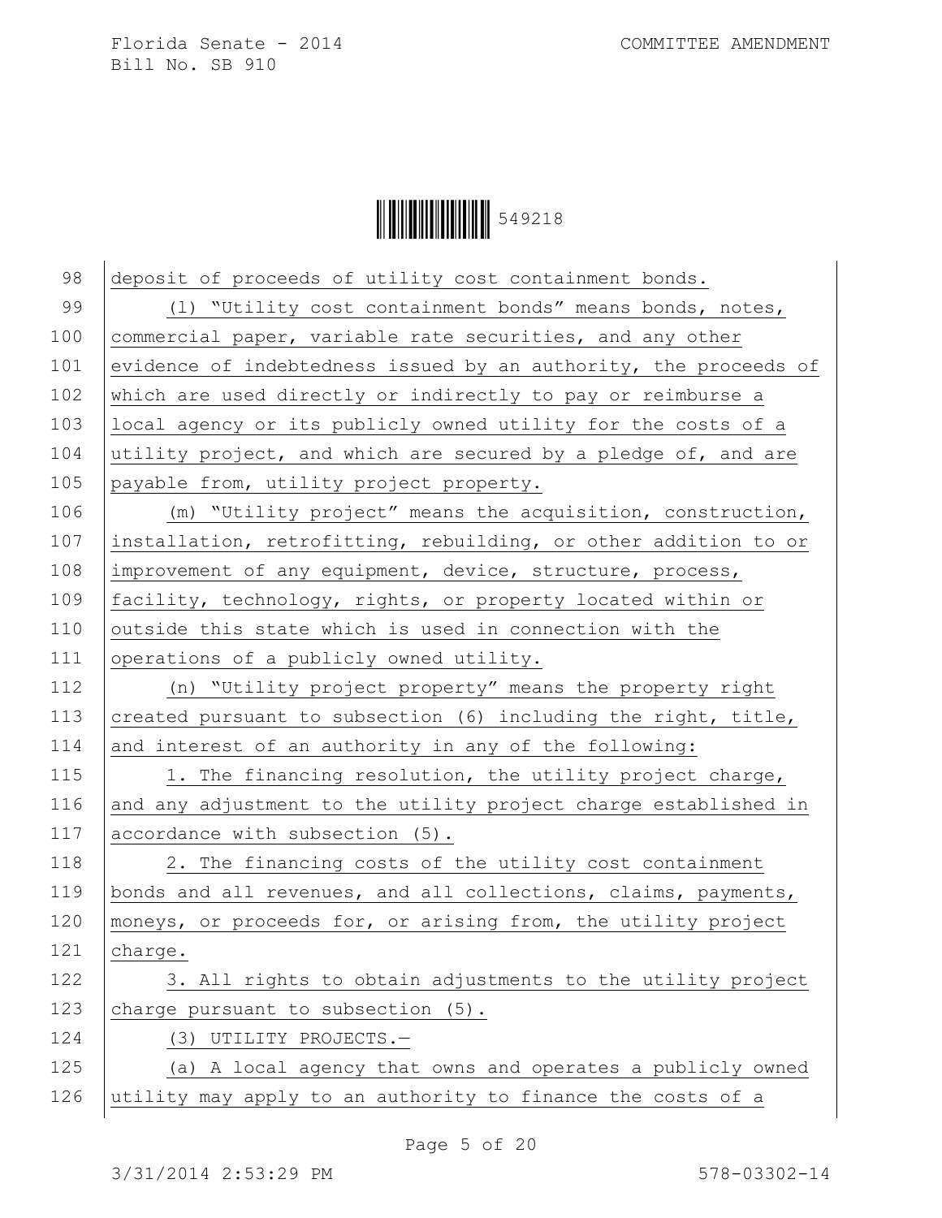deposit of proceeds of utility cost containment bonds.

(l) "Utility cost containment bonds" means bonds, notes, commercial paper, variable rate securities, and any other evidence of indebtedness issued by an authority, the proceeds of which are used directly or indirectly to pay or reimburse a local agency or its publicly owned utility for the costs of a utility project, and which are secured by a pledge of, and are payable from, utility project property.

(m) "Utility project" means the acquisition, construction, installation, retrofitting, rebuilding, or other addition to or improvement of any equipment, device, structure, process, facility, technology, rights, or property located within or outside this state which is used in connection with the operations of a publicly owned utility.

(n) "Utility project property" means the property right created pursuant to subsection (6) including the right, title, and interest of an authority in any of the following:

1. The financing resolution, the utility project charge, and any adjustment to the utility project charge established in accordance with subsection (5).

2. The financing costs of the utility cost containment bonds and all revenues, and all collections, claims, payments, moneys, or proceeds for, or arising from, the utility project charge.

3. All rights to obtain adjustments to the utility project charge pursuant to subsection (5).

(3) UTILITY PROJECTS.—

(a) A local agency that owns and operates a publicly owned utility may apply to an authority to finance the costs of a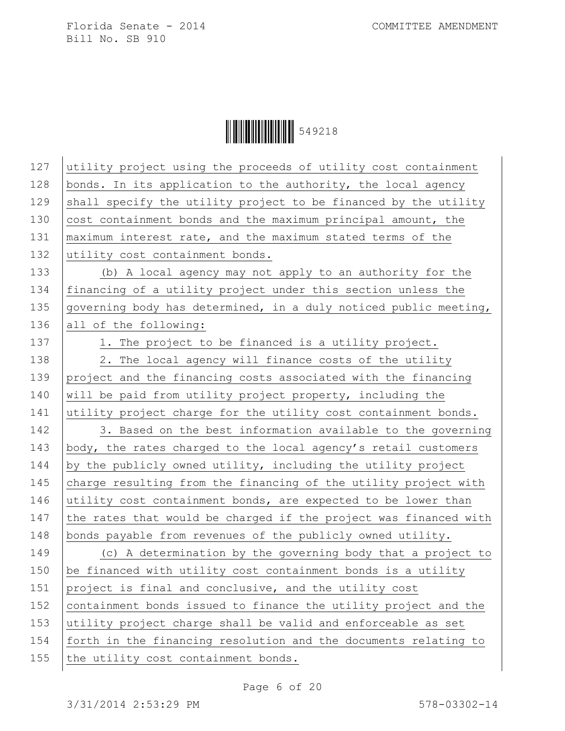utility project using the proceeds of utility cost containment bonds. In its application to the authority, the local agency shall specify the utility project to be financed by the utility cost containment bonds and the maximum principal amount, the maximum interest rate, and the maximum stated terms of the utility cost containment bonds.

(b) A local agency may not apply to an authority for the financing of a utility project under this section unless the governing body has determined, in a duly noticed public meeting, all of the following:

1. The project to be financed is a utility project.

2. The local agency will finance costs of the utility project and the financing costs associated with the financing will be paid from utility project property, including the utility project charge for the utility cost containment bonds.

3. Based on the best information available to the governing body, the rates charged to the local agency's retail customers by the publicly owned utility, including the utility project charge resulting from the financing of the utility project with utility cost containment bonds, are expected to be lower than the rates that would be charged if the project was financed with bonds payable from revenues of the publicly owned utility.

(c) A determination by the governing body that a project to be financed with utility cost containment bonds is a utility project is final and conclusive, and the utility cost containment bonds issued to finance the utility project and the utility project charge shall be valid and enforceable as set forth in the financing resolution and the documents relating to the utility cost containment bonds.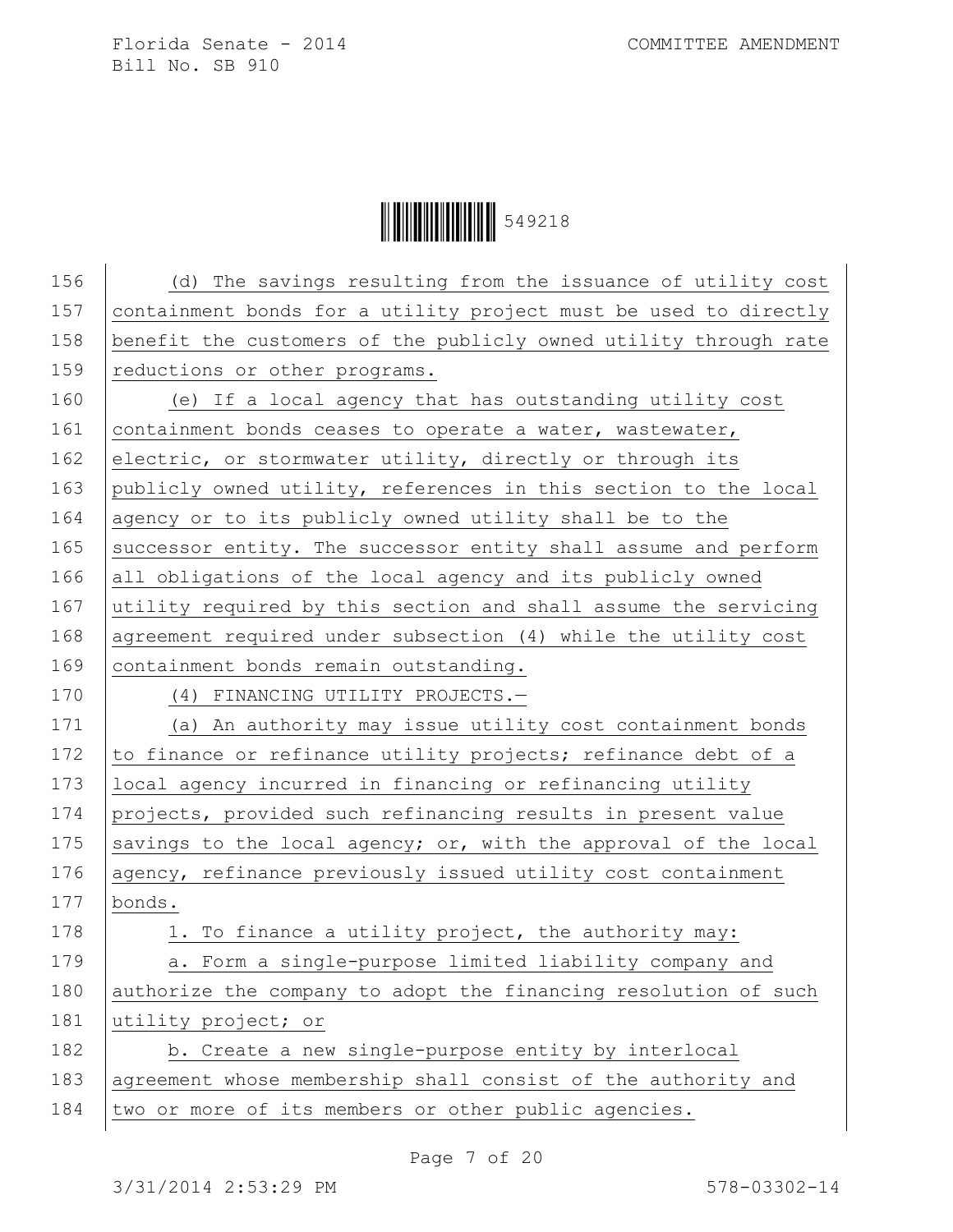(d) The savings resulting from the issuance of utility cost containment bonds for a utility project must be used to directly benefit the customers of the publicly owned utility through rate reductions or other programs.

(e) If a local agency that has outstanding utility cost containment bonds ceases to operate a water, wastewater, electric, or stormwater utility, directly or through its publicly owned utility, references in this section to the local agency or to its publicly owned utility shall be to the successor entity. The successor entity shall assume and perform all obligations of the local agency and its publicly owned utility required by this section and shall assume the servicing agreement required under subsection (4) while the utility cost containment bonds remain outstanding.

(4) FINANCING UTILITY PROJECTS.—

(a) An authority may issue utility cost containment bonds to finance or refinance utility projects; refinance debt of a local agency incurred in financing or refinancing utility projects, provided such refinancing results in present value savings to the local agency; or, with the approval of the local agency, refinance previously issued utility cost containment bonds.

1. To finance a utility project, the authority may:

a. Form a single-purpose limited liability company and authorize the company to adopt the financing resolution of such utility project; or

b. Create a new single-purpose entity by interlocal agreement whose membership shall consist of the authority and two or more of its members or other public agencies.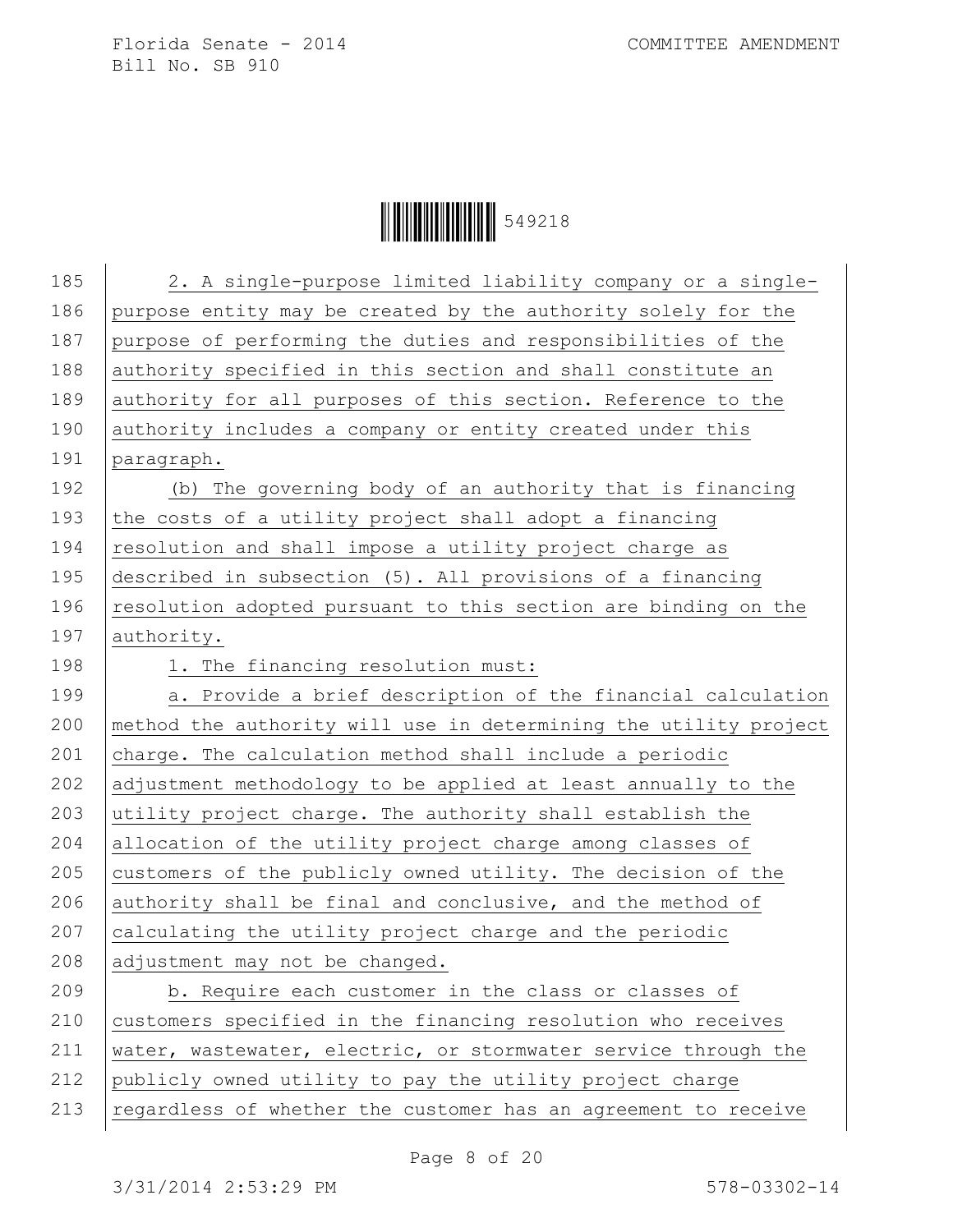2. A single-purpose limited liability company or a single-purpose entity may be created by the authority solely for the purpose of performing the duties and responsibilities of the authority specified in this section and shall constitute an authority for all purposes of this section. Reference to the authority includes a company or entity created under this paragraph.

(b) The governing body of an authority that is financing the costs of a utility project shall adopt a financing resolution and shall impose a utility project charge as described in subsection (5). All provisions of a financing resolution adopted pursuant to this section are binding on the authority.

1. The financing resolution must:

a. Provide a brief description of the financial calculation method the authority will use in determining the utility project charge. The calculation method shall include a periodic adjustment methodology to be applied at least annually to the utility project charge. The authority shall establish the allocation of the utility project charge among classes of customers of the publicly owned utility. The decision of the authority shall be final and conclusive, and the method of calculating the utility project charge and the periodic adjustment may not be changed.

b. Require each customer in the class or classes of customers specified in the financing resolution who receives water, wastewater, electric, or stormwater service through the publicly owned utility to pay the utility project charge regardless of whether the customer has an agreement to receive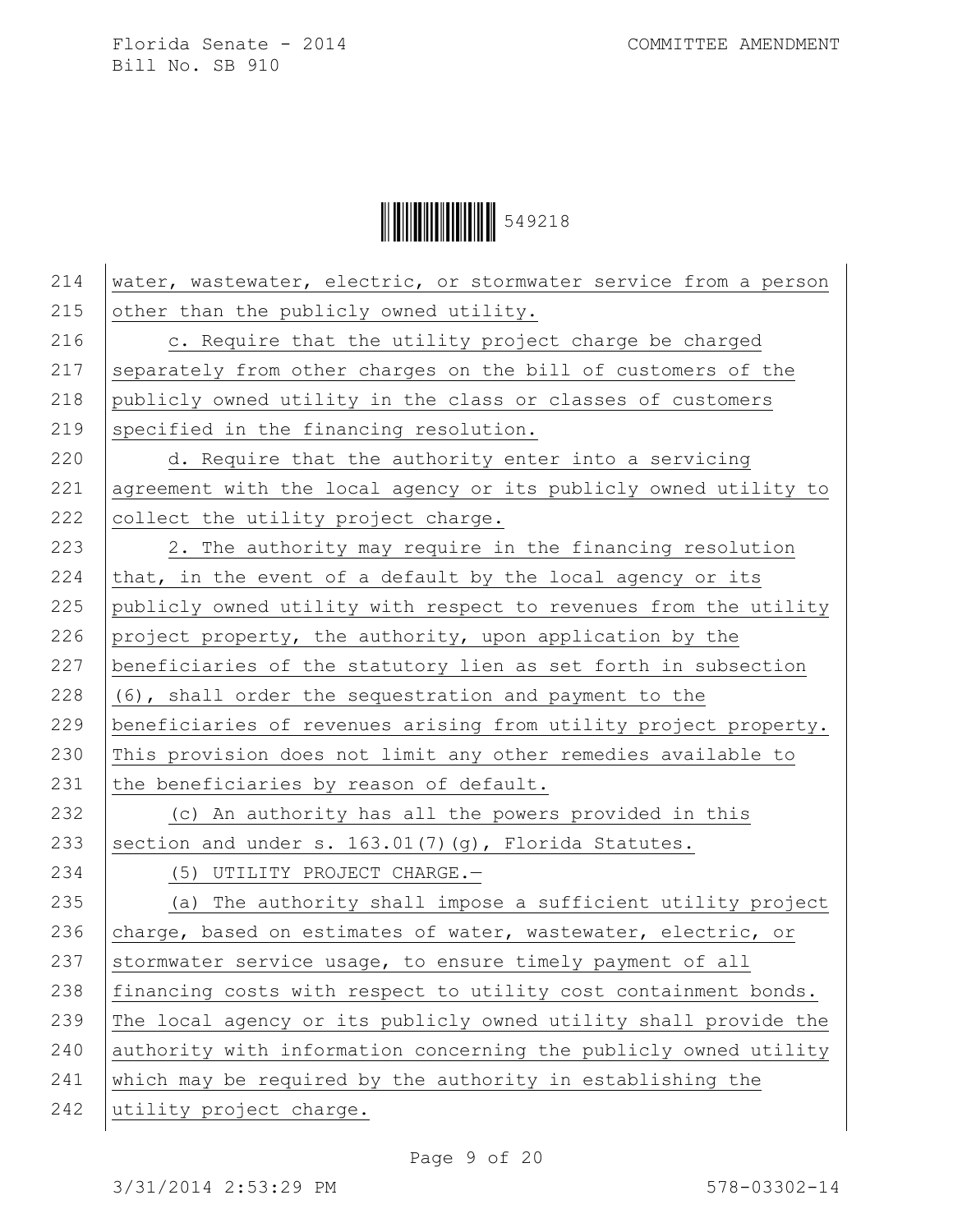water, wastewater, electric, or stormwater service from a person other than the publicly owned utility.

c. Require that the utility project charge be charged separately from other charges on the bill of customers of the publicly owned utility in the class or classes of customers specified in the financing resolution.

d. Require that the authority enter into a servicing agreement with the local agency or its publicly owned utility to collect the utility project charge.

2. The authority may require in the financing resolution that, in the event of a default by the local agency or its publicly owned utility with respect to revenues from the utility project property, the authority, upon application by the beneficiaries of the statutory lien as set forth in subsection (6), shall order the sequestration and payment to the beneficiaries of revenues arising from utility project property. This provision does not limit any other remedies available to the beneficiaries by reason of default.

(c) An authority has all the powers provided in this section and under s. 163.01(7)(g), Florida Statutes.

(5) UTILITY PROJECT CHARGE.—

(a) The authority shall impose a sufficient utility project charge, based on estimates of water, wastewater, electric, or stormwater service usage, to ensure timely payment of all financing costs with respect to utility cost containment bonds. The local agency or its publicly owned utility shall provide the authority with information concerning the publicly owned utility which may be required by the authority in establishing the utility project charge.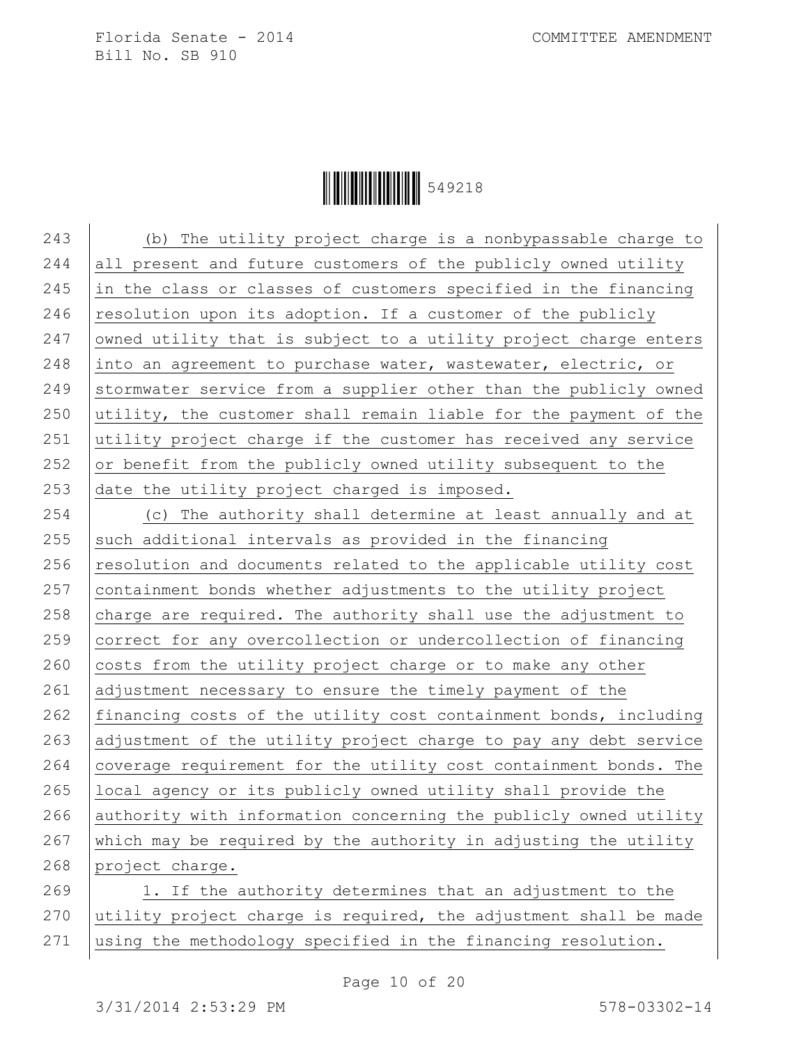(b) The utility project charge is a nonbypassable charge to all present and future customers of the publicly owned utility in the class or classes of customers specified in the financing resolution upon its adoption. If a customer of the publicly owned utility that is subject to a utility project charge enters into an agreement to purchase water, wastewater, electric, or stormwater service from a supplier other than the publicly owned utility, the customer shall remain liable for the payment of the utility project charge if the customer has received any service or benefit from the publicly owned utility subsequent to the date the utility project charged is imposed.

(c) The authority shall determine at least annually and at such additional intervals as provided in the financing resolution and documents related to the applicable utility cost containment bonds whether adjustments to the utility project charge are required. The authority shall use the adjustment to correct for any overcollection or undercollection of financing costs from the utility project charge or to make any other adjustment necessary to ensure the timely payment of the financing costs of the utility cost containment bonds, including adjustment of the utility project charge to pay any debt service coverage requirement for the utility cost containment bonds. The local agency or its publicly owned utility shall provide the authority with information concerning the publicly owned utility which may be required by the authority in adjusting the utility project charge.

1. If the authority determines that an adjustment to the utility project charge is required, the adjustment shall be made using the methodology specified in the financing resolution.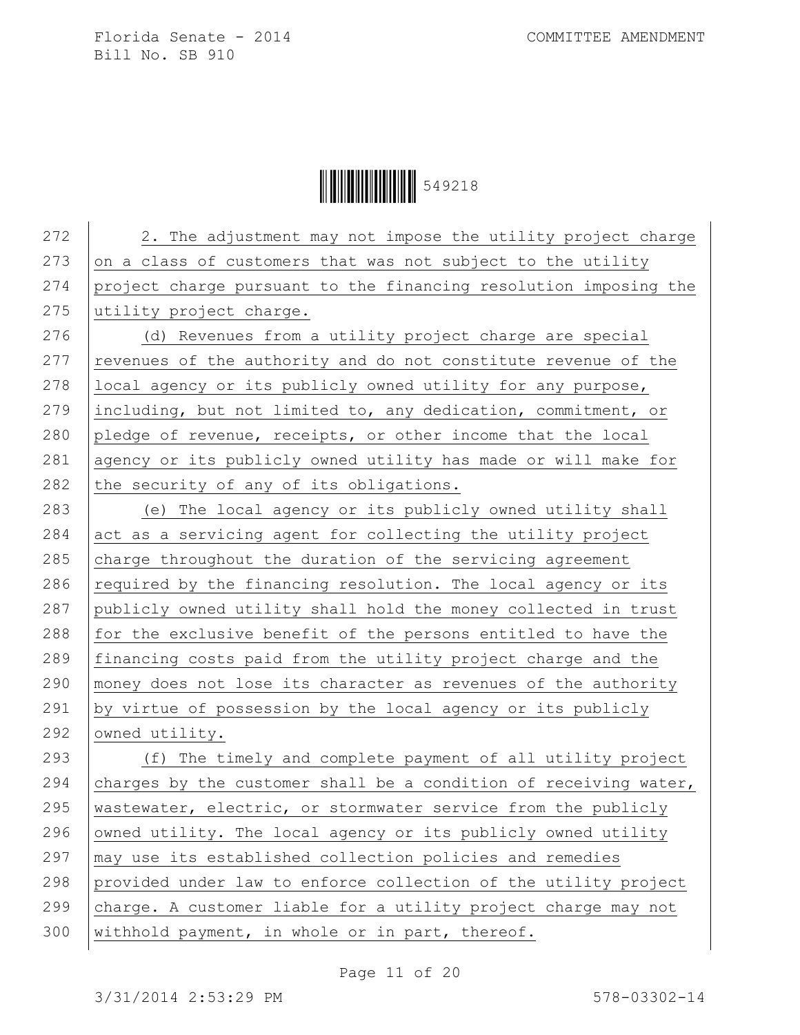2. The adjustment may not impose the utility project charge on a class of customers that was not subject to the utility project charge pursuant to the financing resolution imposing the utility project charge.

(d) Revenues from a utility project charge are special revenues of the authority and do not constitute revenue of the local agency or its publicly owned utility for any purpose, including, but not limited to, any dedication, commitment, or pledge of revenue, receipts, or other income that the local agency or its publicly owned utility has made or will make for the security of any of its obligations.

(e) The local agency or its publicly owned utility shall act as a servicing agent for collecting the utility project charge throughout the duration of the servicing agreement required by the financing resolution. The local agency or its publicly owned utility shall hold the money collected in trust for the exclusive benefit of the persons entitled to have the financing costs paid from the utility project charge and the money does not lose its character as revenues of the authority by virtue of possession by the local agency or its publicly owned utility.

(f) The timely and complete payment of all utility project charges by the customer shall be a condition of receiving water, wastewater, electric, or stormwater service from the publicly owned utility. The local agency or its publicly owned utility may use its established collection policies and remedies provided under law to enforce collection of the utility project charge. A customer liable for a utility project charge may not withhold payment, in whole or in part, thereof.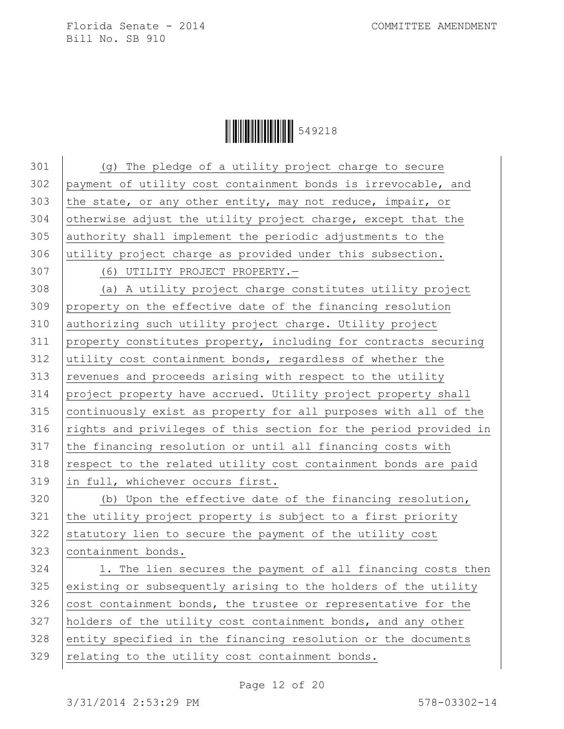(g) The pledge of a utility project charge to secure payment of utility cost containment bonds is irrevocable, and the state, or any other entity, may not reduce, impair, or otherwise adjust the utility project charge, except that the authority shall implement the periodic adjustments to the utility project charge as provided under this subsection.

(6) UTILITY PROJECT PROPERTY.—

(a) A utility project charge constitutes utility project property on the effective date of the financing resolution authorizing such utility project charge. Utility project property constitutes property, including for contracts securing utility cost containment bonds, regardless of whether the revenues and proceeds arising with respect to the utility project property have accrued. Utility project property shall continuously exist as property for all purposes with all of the rights and privileges of this section for the period provided in the financing resolution or until all financing costs with respect to the related utility cost containment bonds are paid in full, whichever occurs first.

(b) Upon the effective date of the financing resolution, the utility project property is subject to a first priority statutory lien to secure the payment of the utility cost containment bonds.

1. The lien secures the payment of all financing costs then existing or subsequently arising to the holders of the utility cost containment bonds, the trustee or representative for the holders of the utility cost containment bonds, and any other entity specified in the financing resolution or the documents relating to the utility cost containment bonds.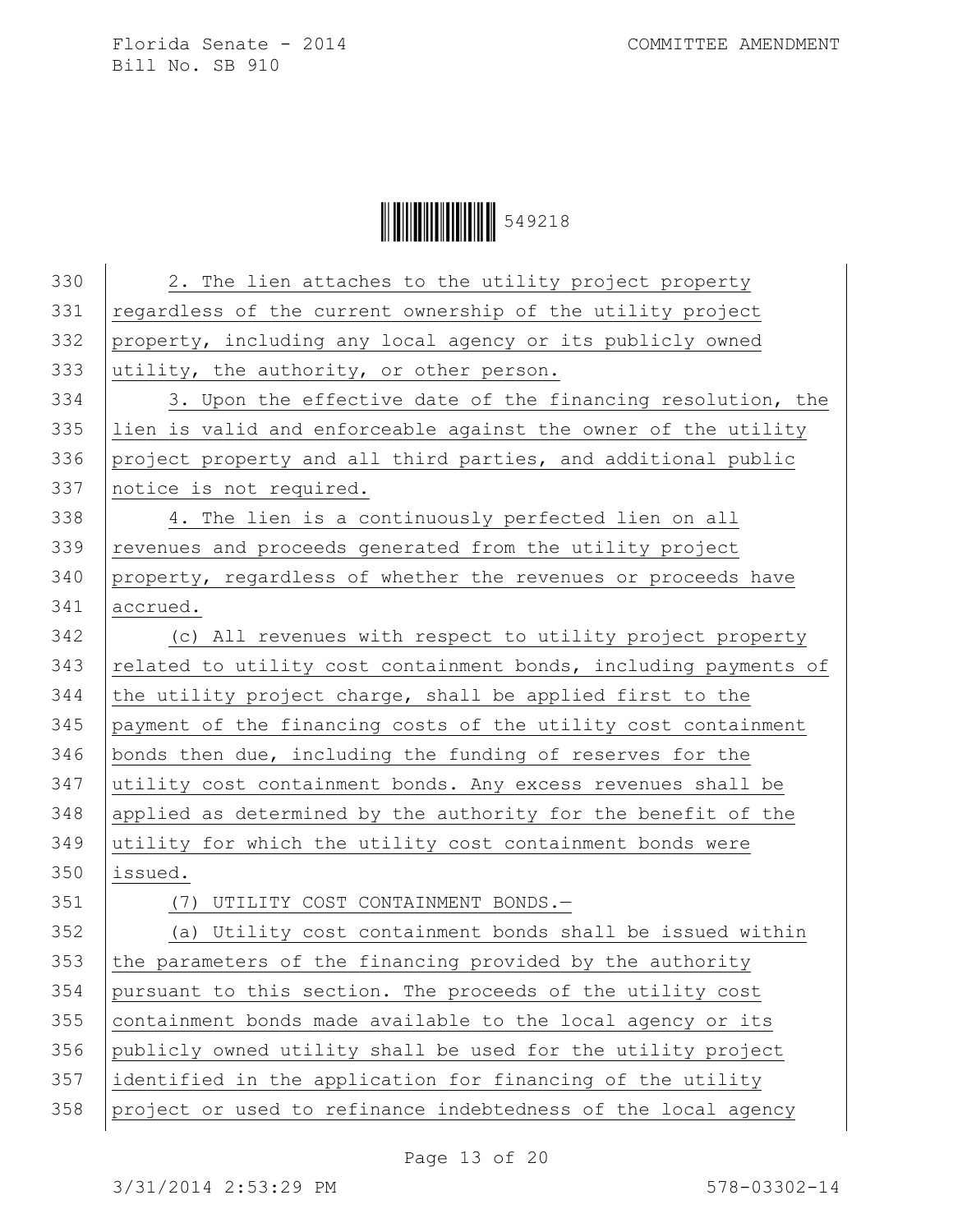2. The lien attaches to the utility project property regardless of the current ownership of the utility project property, including any local agency or its publicly owned utility, the authority, or other person.

3. Upon the effective date of the financing resolution, the lien is valid and enforceable against the owner of the utility project property and all third parties, and additional public notice is not required.

4. The lien is a continuously perfected lien on all revenues and proceeds generated from the utility project property, regardless of whether the revenues or proceeds have accrued.

(c) All revenues with respect to utility project property related to utility cost containment bonds, including payments of the utility project charge, shall be applied first to the payment of the financing costs of the utility cost containment bonds then due, including the funding of reserves for the utility cost containment bonds. Any excess revenues shall be applied as determined by the authority for the benefit of the utility for which the utility cost containment bonds were issued.

(7) UTILITY COST CONTAINMENT BONDS.—

(a) Utility cost containment bonds shall be issued within the parameters of the financing provided by the authority pursuant to this section. The proceeds of the utility cost containment bonds made available to the local agency or its publicly owned utility shall be used for the utility project identified in the application for financing of the utility project or used to refinance indebtedness of the local agency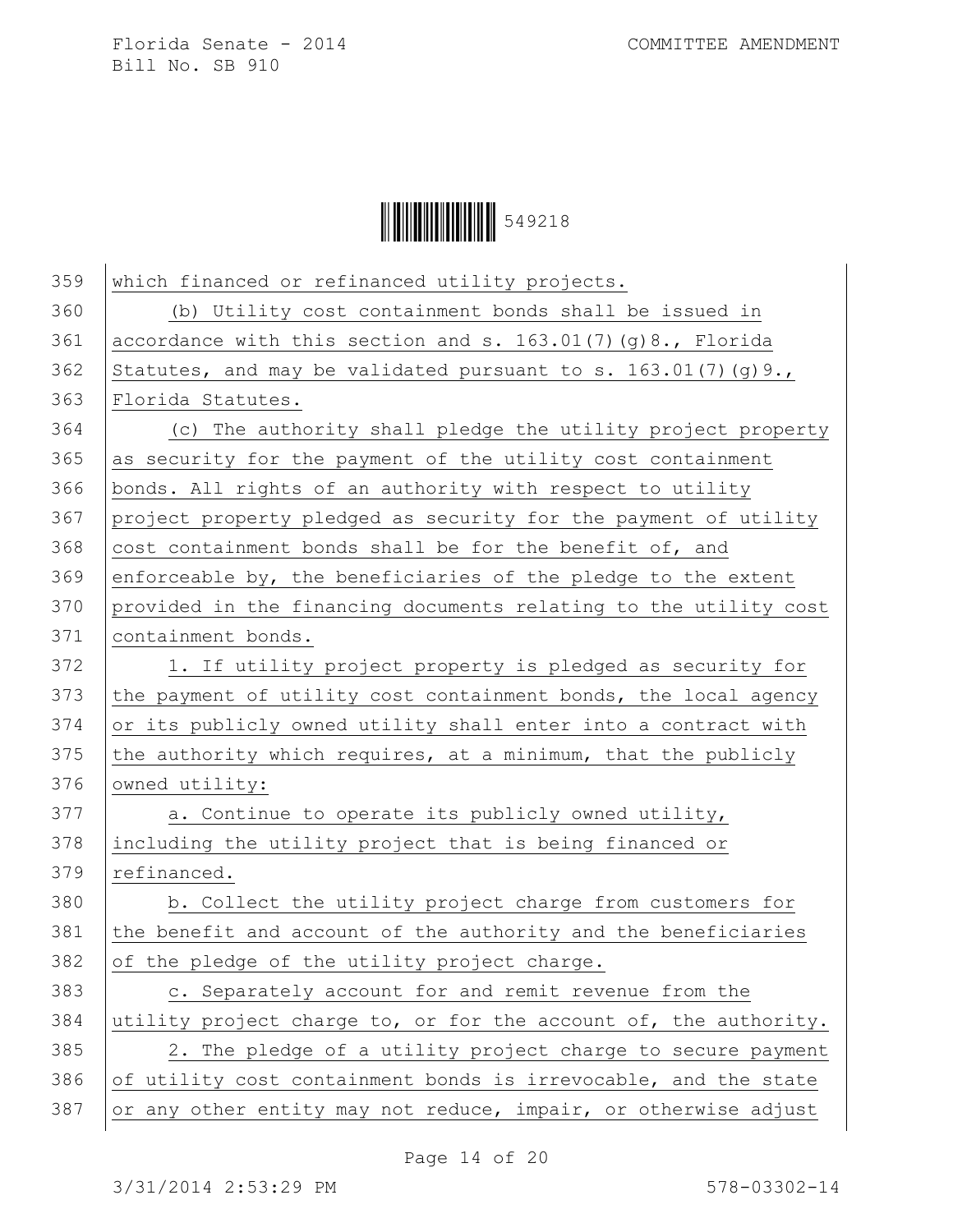which financed or refinanced utility projects.

(b) Utility cost containment bonds shall be issued in accordance with this section and s. 163.01(7)(g)8., Florida Statutes, and may be validated pursuant to s. 163.01(7)(g)9., Florida Statutes.

(c) The authority shall pledge the utility project property as security for the payment of the utility cost containment bonds. All rights of an authority with respect to utility project property pledged as security for the payment of utility cost containment bonds shall be for the benefit of, and enforceable by, the beneficiaries of the pledge to the extent provided in the financing documents relating to the utility cost containment bonds.

1. If utility project property is pledged as security for the payment of utility cost containment bonds, the local agency or its publicly owned utility shall enter into a contract with the authority which requires, at a minimum, that the publicly owned utility:

a. Continue to operate its publicly owned utility, including the utility project that is being financed or refinanced.

b. Collect the utility project charge from customers for the benefit and account of the authority and the beneficiaries of the pledge of the utility project charge.

c. Separately account for and remit revenue from the utility project charge to, or for the account of, the authority.

2. The pledge of a utility project charge to secure payment of utility cost containment bonds is irrevocable, and the state or any other entity may not reduce, impair, or otherwise adjust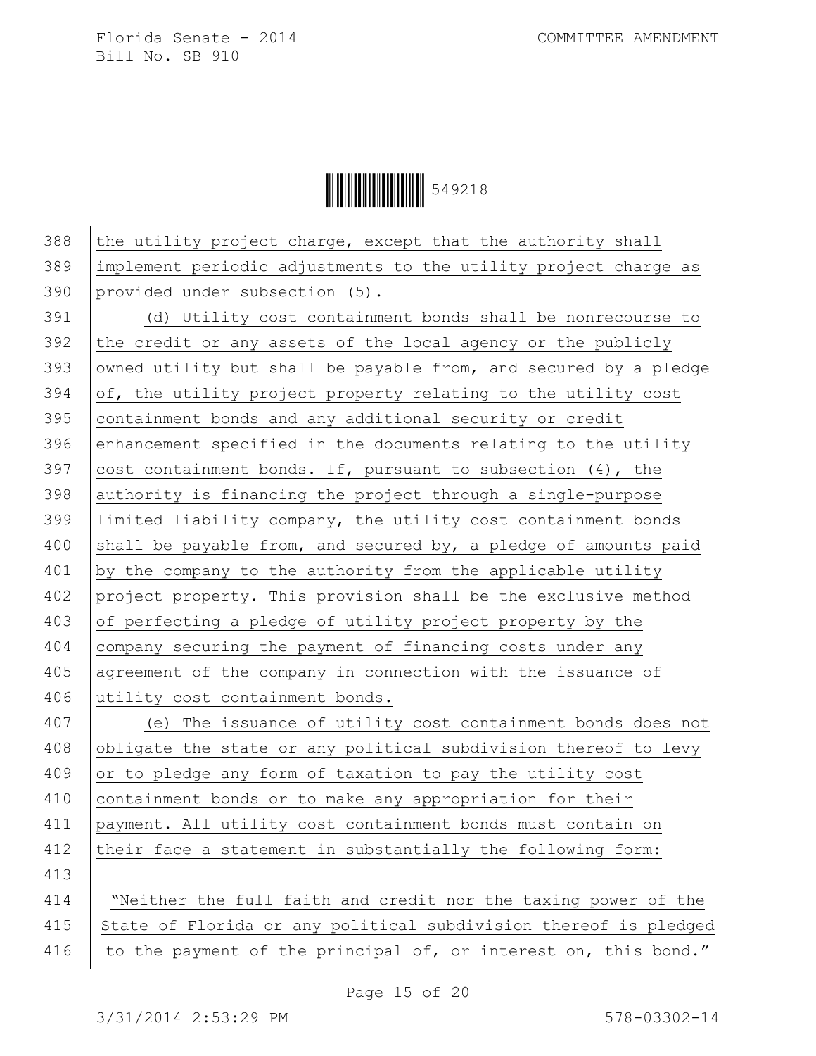the utility project charge, except that the authority shall implement periodic adjustments to the utility project charge as provided under subsection (5).

(d) Utility cost containment bonds shall be nonrecourse to the credit or any assets of the local agency or the publicly owned utility but shall be payable from, and secured by a pledge of, the utility project property relating to the utility cost containment bonds and any additional security or credit enhancement specified in the documents relating to the utility cost containment bonds. If, pursuant to subsection (4), the authority is financing the project through a single-purpose limited liability company, the utility cost containment bonds shall be payable from, and secured by, a pledge of amounts paid by the company to the authority from the applicable utility project property. This provision shall be the exclusive method of perfecting a pledge of utility project property by the company securing the payment of financing costs under any agreement of the company in connection with the issuance of utility cost containment bonds.

(e) The issuance of utility cost containment bonds does not obligate the state or any political subdivision thereof to levy or to pledge any form of taxation to pay the utility cost containment bonds or to make any appropriation for their payment. All utility cost containment bonds must contain on their face a statement in substantially the following form:

"Neither the full faith and credit nor the taxing power of the State of Florida or any political subdivision thereof is pledged to the payment of the principal of, or interest on, this bond."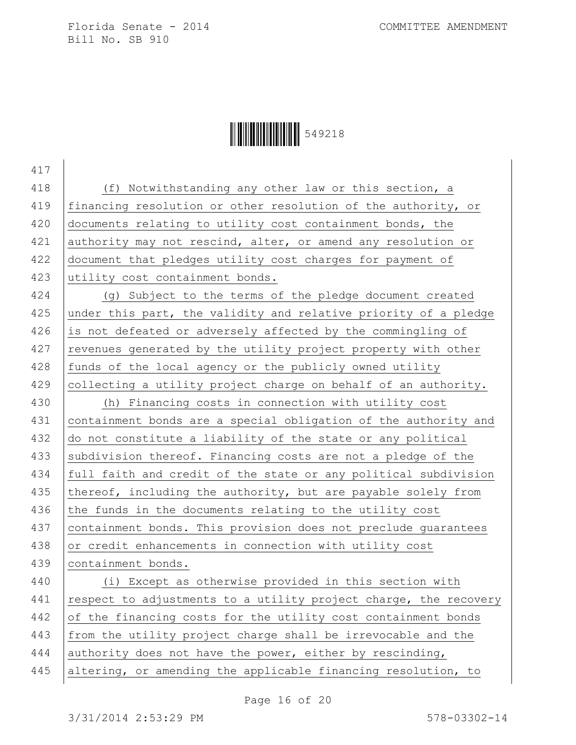(f) Notwithstanding any other law or this section, a financing resolution or other resolution of the authority, or documents relating to utility cost containment bonds, the authority may not rescind, alter, or amend any resolution or document that pledges utility cost charges for payment of utility cost containment bonds.

(g) Subject to the terms of the pledge document created under this part, the validity and relative priority of a pledge is not defeated or adversely affected by the commingling of revenues generated by the utility project property with other funds of the local agency or the publicly owned utility collecting a utility project charge on behalf of an authority.

(h) Financing costs in connection with utility cost containment bonds are a special obligation of the authority and do not constitute a liability of the state or any political subdivision thereof. Financing costs are not a pledge of the full faith and credit of the state or any political subdivision thereof, including the authority, but are payable solely from the funds in the documents relating to the utility cost containment bonds. This provision does not preclude guarantees or credit enhancements in connection with utility cost containment bonds.

(i) Except as otherwise provided in this section with respect to adjustments to a utility project charge, the recovery of the financing costs for the utility cost containment bonds from the utility project charge shall be irrevocable and the authority does not have the power, either by rescinding, altering, or amending the applicable financing resolution, to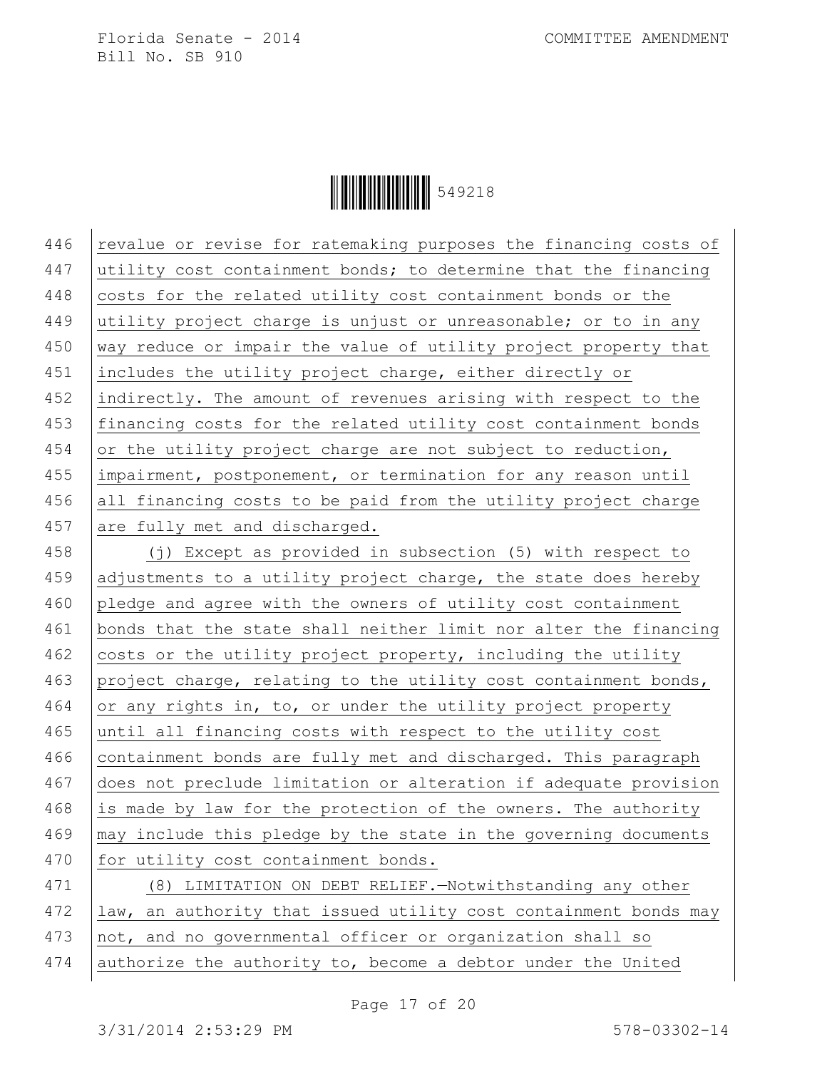revalue or revise for ratemaking purposes the financing costs of utility cost containment bonds; to determine that the financing costs for the related utility cost containment bonds or the utility project charge is unjust or unreasonable; or to in any way reduce or impair the value of utility project property that includes the utility project charge, either directly or indirectly. The amount of revenues arising with respect to the financing costs for the related utility cost containment bonds or the utility project charge are not subject to reduction, impairment, postponement, or termination for any reason until all financing costs to be paid from the utility project charge are fully met and discharged.

(j) Except as provided in subsection (5) with respect to adjustments to a utility project charge, the state does hereby pledge and agree with the owners of utility cost containment bonds that the state shall neither limit nor alter the financing costs or the utility project property, including the utility project charge, relating to the utility cost containment bonds, or any rights in, to, or under the utility project property until all financing costs with respect to the utility cost containment bonds are fully met and discharged. This paragraph does not preclude limitation or alteration if adequate provision is made by law for the protection of the owners. The authority may include this pledge by the state in the governing documents for utility cost containment bonds.

(8) LIMITATION ON DEBT RELIEF.—Notwithstanding any other law, an authority that issued utility cost containment bonds may not, and no governmental officer or organization shall so authorize the authority to, become a debtor under the United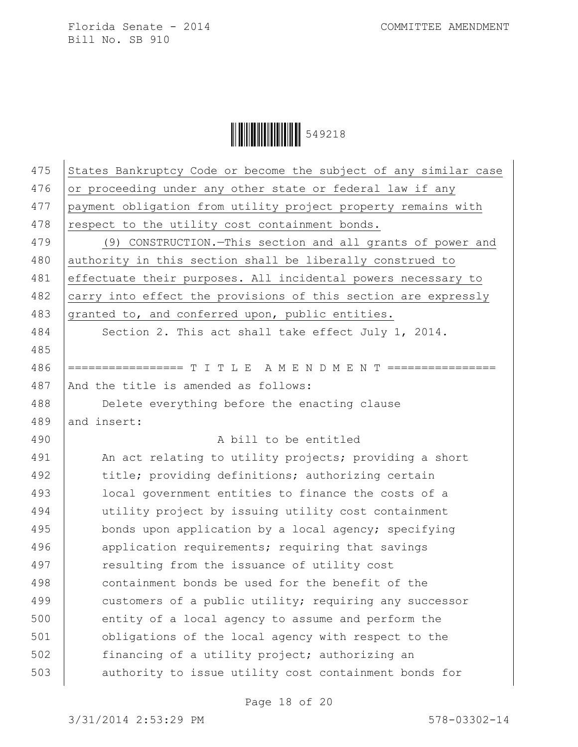States Bankruptcy Code or become the subject of any similar case or proceeding under any other state or federal law if any payment obligation from utility project property remains with respect to the utility cost containment bonds.

(9) CONSTRUCTION.—This section and all grants of power and authority in this section shall be liberally construed to effectuate their purposes. All incidental powers necessary to carry into effect the provisions of this section are expressly granted to, and conferred upon, public entities.

Section 2. This act shall take effect July 1, 2014.

================= T I T L E A M E N D M E N T ================

And the title is amended as follows:

Delete everything before the enacting clause and insert:

A bill to be entitled

An act relating to utility projects; providing a short title; providing definitions; authorizing certain local government entities to finance the costs of a utility project by issuing utility cost containment bonds upon application by a local agency; specifying application requirements; requiring that savings resulting from the issuance of utility cost containment bonds be used for the benefit of the customers of a public utility; requiring any successor entity of a local agency to assume and perform the obligations of the local agency with respect to the financing of a utility project; authorizing an authority to issue utility cost containment bonds for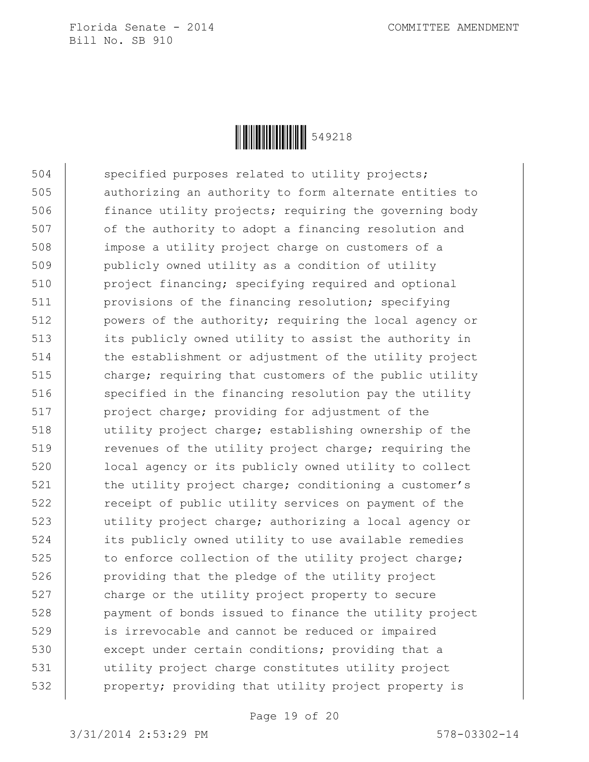504 specified purposes related to utility projects;
505 authorizing an authority to form alternate entities to
506 finance utility projects; requiring the governing body
507 of the authority to adopt a financing resolution and
508 impose a utility project charge on customers of a
509 publicly owned utility as a condition of utility
510 project financing; specifying required and optional
511 provisions of the financing resolution; specifying
512 powers of the authority; requiring the local agency or
513 its publicly owned utility to assist the authority in
514 the establishment or adjustment of the utility project
515 charge; requiring that customers of the public utility
516 specified in the financing resolution pay the utility
517 project charge; providing for adjustment of the
518 utility project charge; establishing ownership of the
519 revenues of the utility project charge; requiring the
520 local agency or its publicly owned utility to collect
521 the utility project charge; conditioning a customer's
522 receipt of public utility services on payment of the
523 utility project charge; authorizing a local agency or
524 its publicly owned utility to use available remedies
525 to enforce collection of the utility project charge;
526 providing that the pledge of the utility project
527 charge or the utility project property to secure
528 payment of bonds issued to finance the utility project
529 is irrevocable and cannot be reduced or impaired
530 except under certain conditions; providing that a
531 utility project charge constitutes utility project
532 property; providing that utility project property is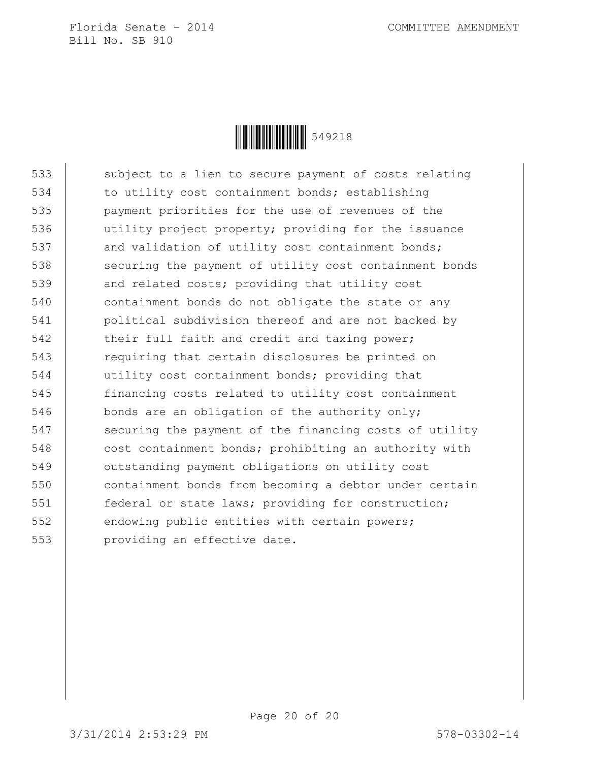subject to a lien to secure payment of costs relating to utility cost containment bonds; establishing payment priorities for the use of revenues of the utility project property; providing for the issuance and validation of utility cost containment bonds; securing the payment of utility cost containment bonds and related costs; providing that utility cost containment bonds do not obligate the state or any political subdivision thereof and are not backed by their full faith and credit and taxing power; requiring that certain disclosures be printed on utility cost containment bonds; providing that financing costs related to utility cost containment bonds are an obligation of the authority only; securing the payment of the financing costs of utility cost containment bonds; prohibiting an authority with outstanding payment obligations on utility cost containment bonds from becoming a debtor under certain federal or state laws; providing for construction; endowing public entities with certain powers; providing an effective date.